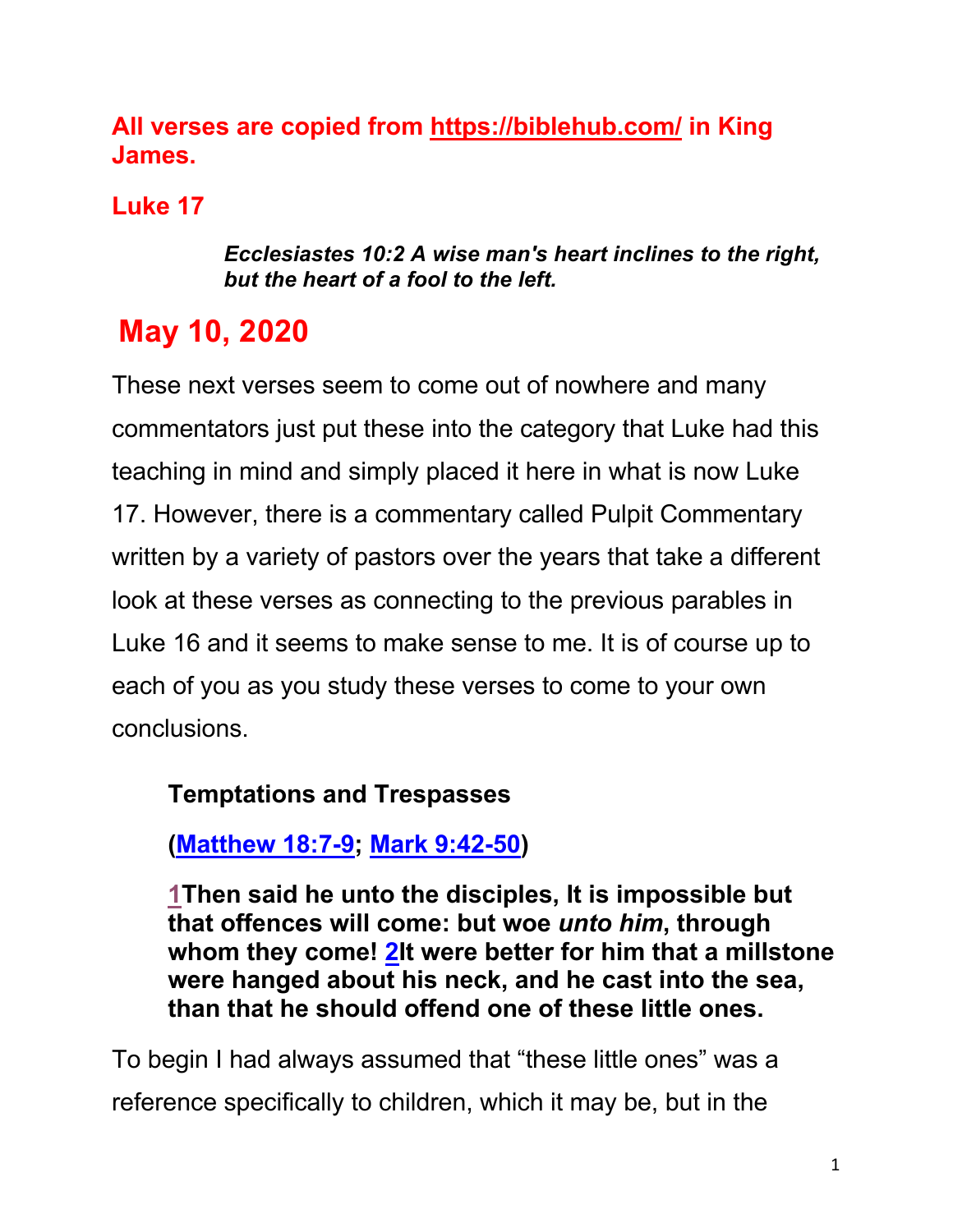**All verses are copied from https://biblehub.com/ in King James.**

**Luke 17**

> ***Ecclesiastes 10:2 A wise man's heart inclines to the right, but the heart of a fool to the left.***

# May 10, 2020

These next verses seem to come out of nowhere and many commentators just put these into the category that Luke had this teaching in mind and simply placed it here in what is now Luke 17. However, there is a commentary called Pulpit Commentary written by a variety of pastors over the years that take a different look at these verses as connecting to the previous parables in Luke 16 and it seems to make sense to me. It is of course up to each of you as you study these verses to come to your own conclusions.

**Temptations and Trespasses**

**(Matthew 18:7-9; Mark 9:42-50)**

**1Then said he unto the disciples, It is impossible but that offences will come: but woe *unto him*, through whom they come! 2It were better for him that a millstone were hanged about his neck, and he cast into the sea, than that he should offend one of these little ones.**

To begin I had always assumed that "these little ones" was a reference specifically to children, which it may be, but in the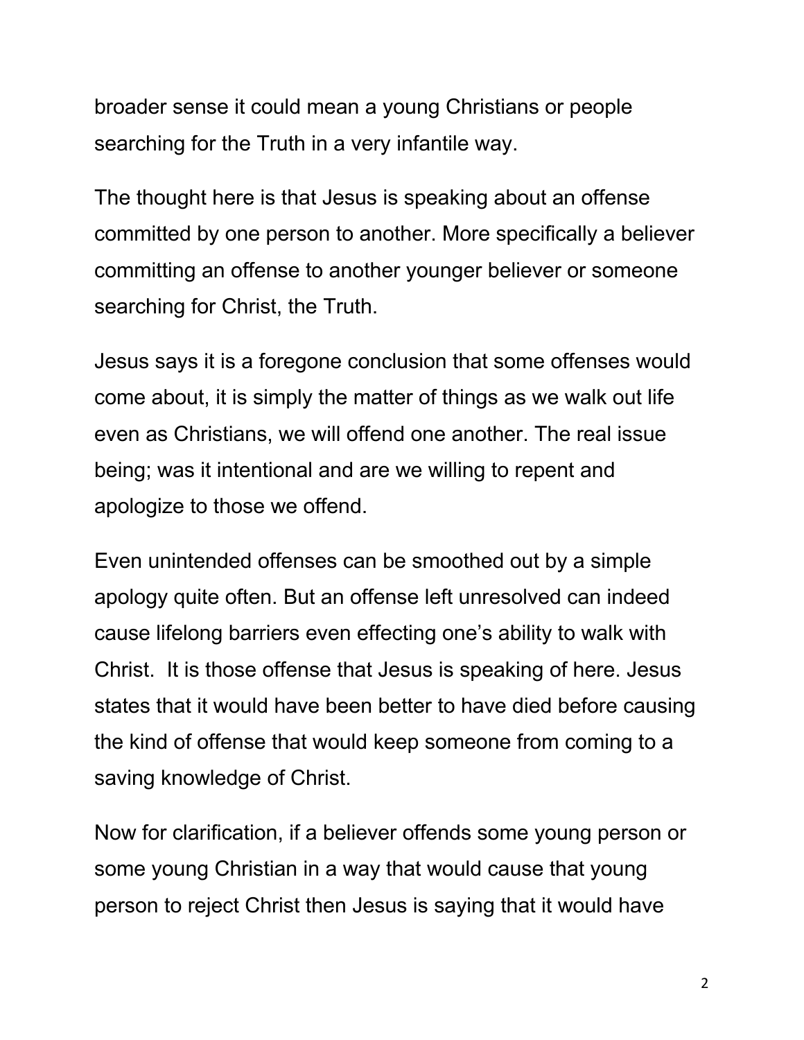broader sense it could mean a young Christians or people searching for the Truth in a very infantile way.

The thought here is that Jesus is speaking about an offense committed by one person to another. More specifically a believer committing an offense to another younger believer or someone searching for Christ, the Truth.

Jesus says it is a foregone conclusion that some offenses would come about, it is simply the matter of things as we walk out life even as Christians, we will offend one another. The real issue being; was it intentional and are we willing to repent and apologize to those we offend.

Even unintended offenses can be smoothed out by a simple apology quite often. But an offense left unresolved can indeed cause lifelong barriers even effecting one's ability to walk with Christ. It is those offense that Jesus is speaking of here. Jesus states that it would have been better to have died before causing the kind of offense that would keep someone from coming to a saving knowledge of Christ.

Now for clarification, if a believer offends some young person or some young Christian in a way that would cause that young person to reject Christ then Jesus is saying that it would have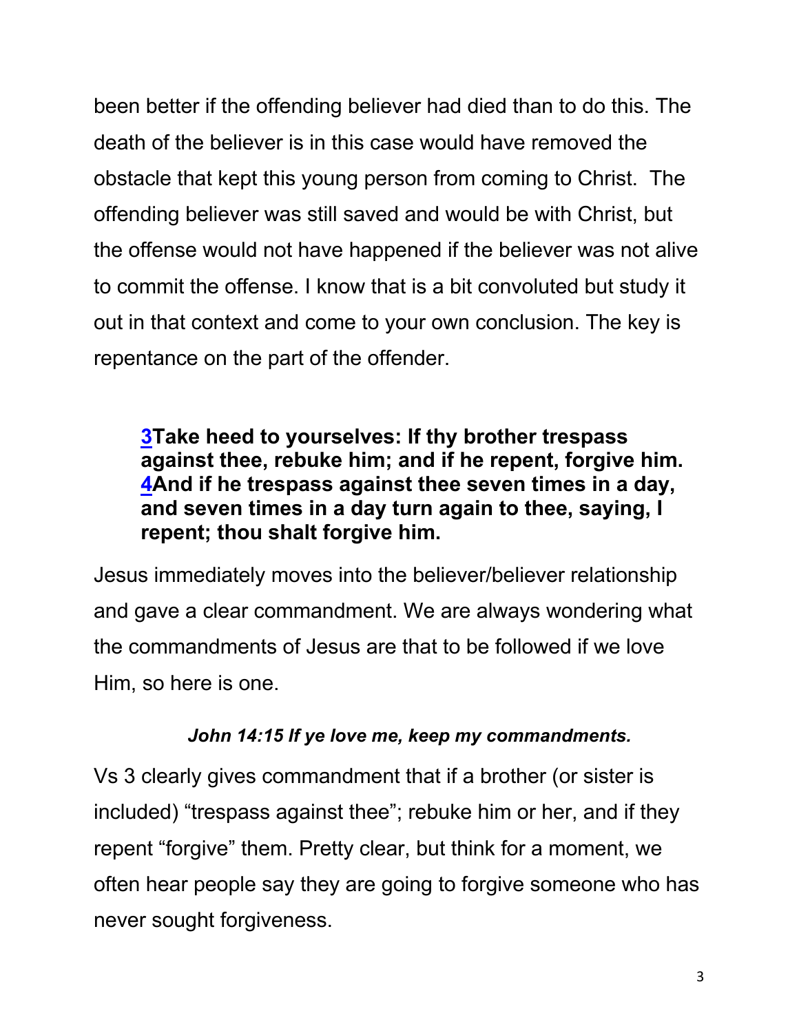been better if the offending believer had died than to do this. The death of the believer is in this case would have removed the obstacle that kept this young person from coming to Christ.  The offending believer was still saved and would be with Christ, but the offense would not have happened if the believer was not alive to commit the offense. I know that is a bit convoluted but study it out in that context and come to your own conclusion. The key is repentance on the part of the offender.

> **3Take heed to yourselves: If thy brother trespass against thee, rebuke him; and if he repent, forgive him. 4And if he trespass against thee seven times in a day, and seven times in a day turn again to thee, saying, I repent; thou shalt forgive him.**

Jesus immediately moves into the believer/believer relationship and gave a clear commandment. We are always wondering what the commandments of Jesus are that to be followed if we love Him, so here is one.

***John 14:15 If ye love me, keep my commandments.***

Vs 3 clearly gives commandment that if a brother (or sister is included) "trespass against thee"; rebuke him or her, and if they repent "forgive" them. Pretty clear, but think for a moment, we often hear people say they are going to forgive someone who has never sought forgiveness.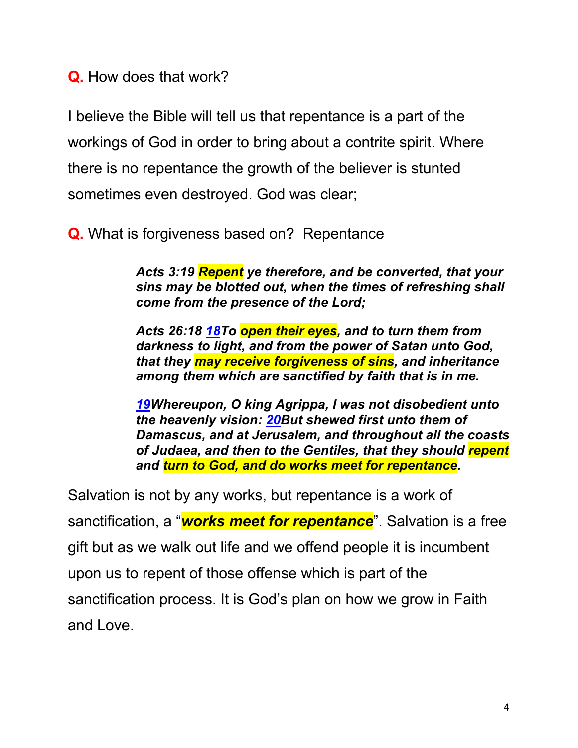**Q.** How does that work?

I believe the Bible will tell us that repentance is a part of the workings of God in order to bring about a contrite spirit. Where there is no repentance the growth of the believer is stunted sometimes even destroyed. God was clear;

**Q.** What is forgiveness based on? Repentance

> ***Acts 3:19 Repent ye therefore, and be converted, that your sins may be blotted out, when the times of refreshing shall come from the presence of the Lord;***
>
> ***Acts 26:18 18To open their eyes, and to turn them from darkness to light, and from the power of Satan unto God, that they may receive forgiveness of sins, and inheritance among them which are sanctified by faith that is in me.***
>
> ***19Whereupon, O king Agrippa, I was not disobedient unto the heavenly vision: 20But shewed first unto them of Damascus, and at Jerusalem, and throughout all the coasts of Judaea, and then to the Gentiles, that they should repent and turn to God, and do works meet for repentance.***

Salvation is not by any works, but repentance is a work of sanctification, a "***works meet for repentance***". Salvation is a free gift but as we walk out life and we offend people it is incumbent upon us to repent of those offense which is part of the sanctification process. It is God's plan on how we grow in Faith and Love.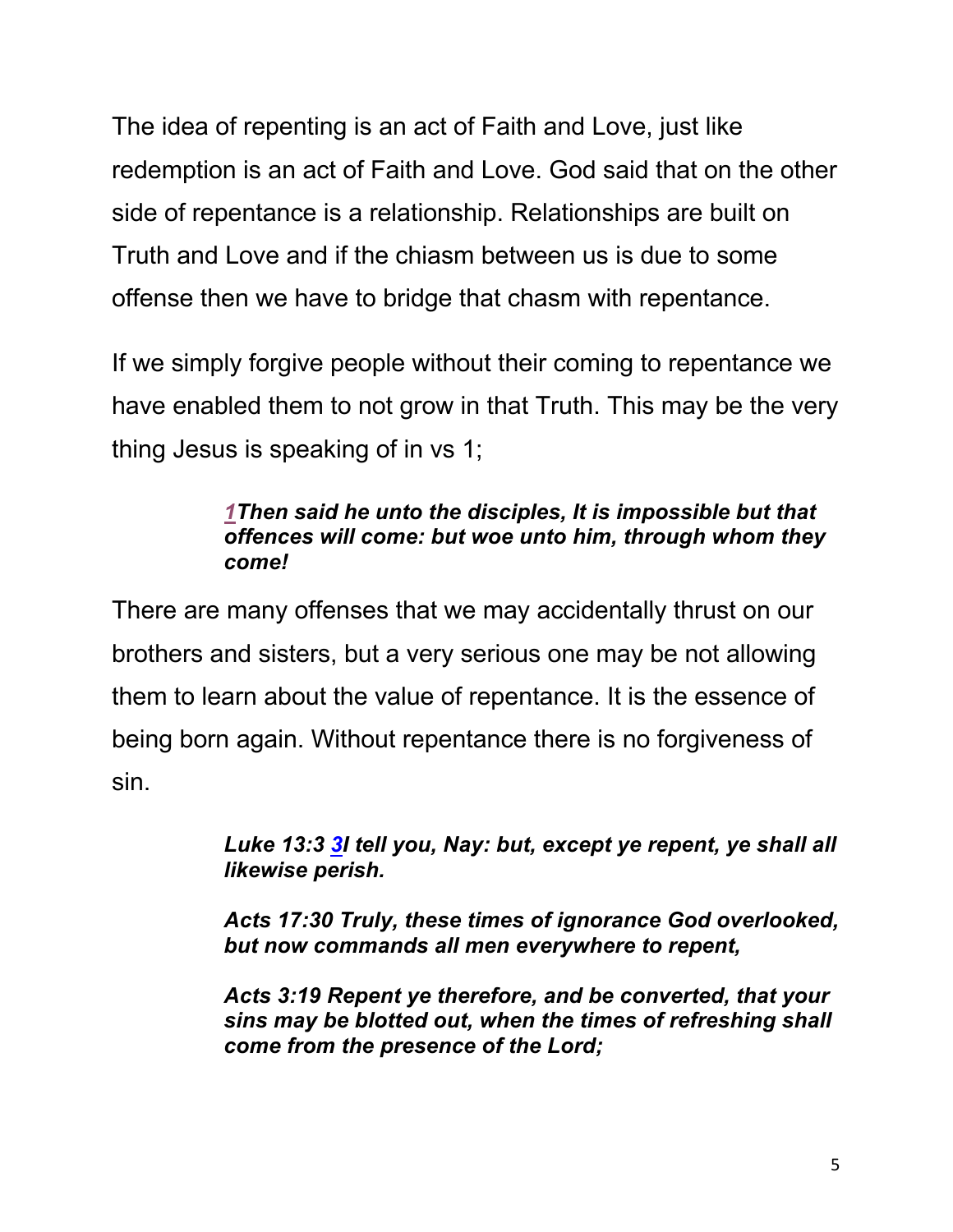The idea of repenting is an act of Faith and Love, just like redemption is an act of Faith and Love. God said that on the other side of repentance is a relationship. Relationships are built on Truth and Love and if the chiasm between us is due to some offense then we have to bridge that chasm with repentance.

If we simply forgive people without their coming to repentance we have enabled them to not grow in that Truth. This may be the very thing Jesus is speaking of in vs 1;

> ***1Then said he unto the disciples, It is impossible but that offences will come: but woe unto him, through whom they come!***

There are many offenses that we may accidentally thrust on our brothers and sisters, but a very serious one may be not allowing them to learn about the value of repentance. It is the essence of being born again. Without repentance there is no forgiveness of sin.

> ***Luke 13:3 3I tell you, Nay: but, except ye repent, ye shall all likewise perish.***
>
> ***Acts 17:30 Truly, these times of ignorance God overlooked, but now commands all men everywhere to repent,***
>
> ***Acts 3:19 Repent ye therefore, and be converted, that your sins may be blotted out, when the times of refreshing shall come from the presence of the Lord;***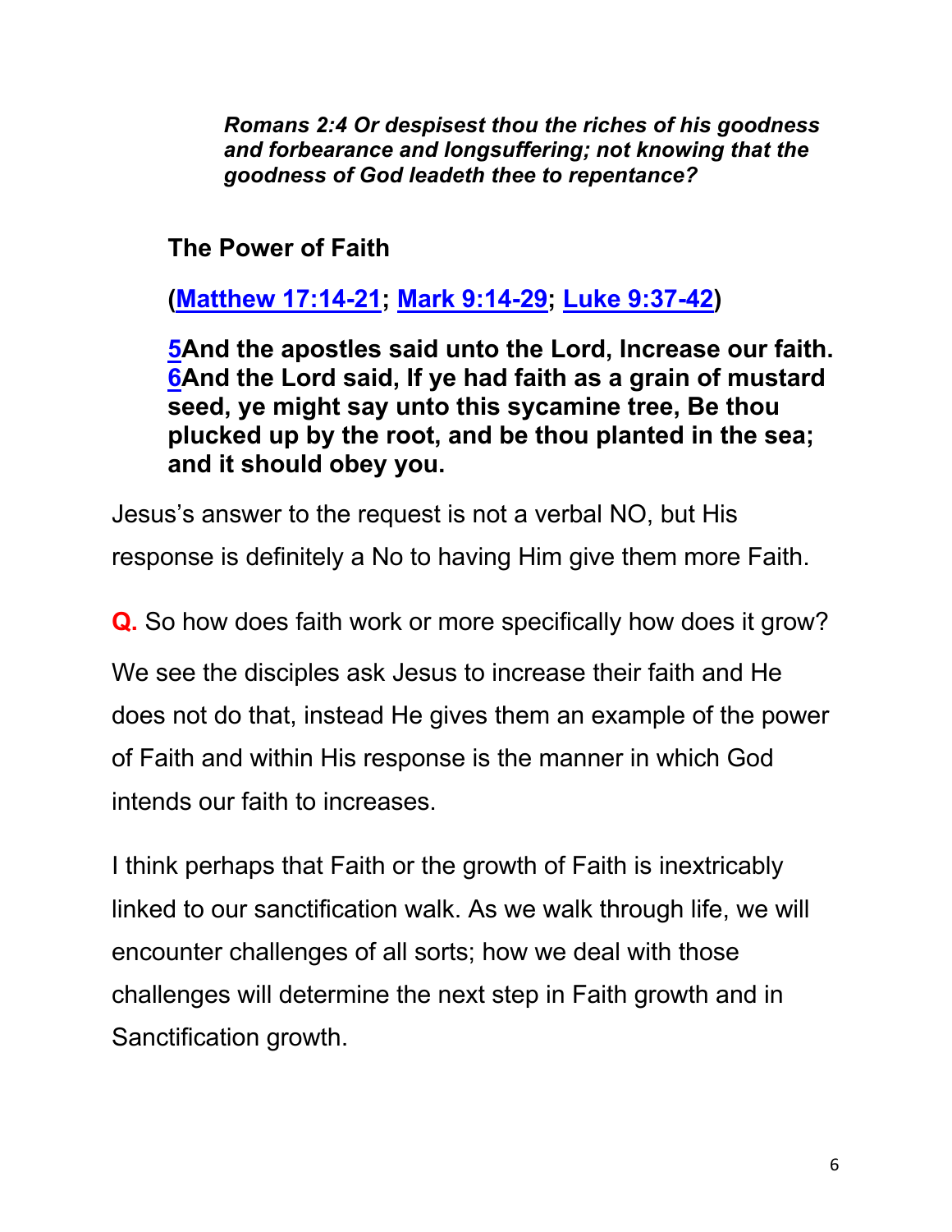***Romans 2:4 Or despisest thou the riches of his goodness and forbearance and longsuffering; not knowing that the goodness of God leadeth thee to repentance?***

**The Power of Faith**

**([Matthew 17:14-21](); [Mark 9:14-29](); [Luke 9:37-42]())**

**[5]()And the apostles said unto the Lord, Increase our faith. [6]()And the Lord said, If ye had faith as a grain of mustard seed, ye might say unto this sycamine tree, Be thou plucked up by the root, and be thou planted in the sea; and it should obey you.**

Jesus's answer to the request is not a verbal NO, but His response is definitely a No to having Him give them more Faith.

**Q.** So how does faith work or more specifically how does it grow?

We see the disciples ask Jesus to increase their faith and He does not do that, instead He gives them an example of the power of Faith and within His response is the manner in which God intends our faith to increases.

I think perhaps that Faith or the growth of Faith is inextricably linked to our sanctification walk. As we walk through life, we will encounter challenges of all sorts; how we deal with those challenges will determine the next step in Faith growth and in Sanctification growth.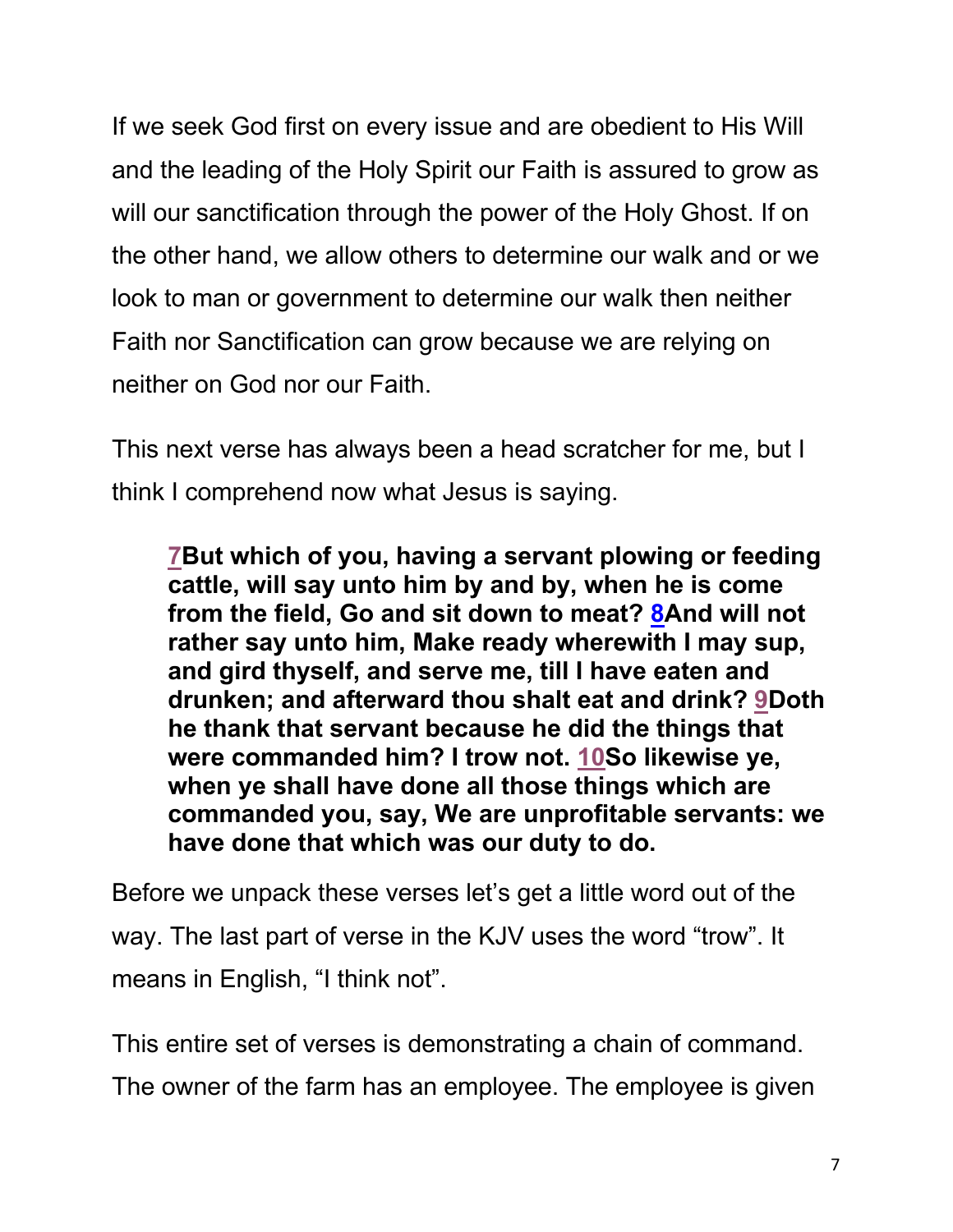If we seek God first on every issue and are obedient to His Will and the leading of the Holy Spirit our Faith is assured to grow as will our sanctification through the power of the Holy Ghost. If on the other hand, we allow others to determine our walk and or we look to man or government to determine our walk then neither Faith nor Sanctification can grow because we are relying on neither on God nor our Faith.

This next verse has always been a head scratcher for me, but I think I comprehend now what Jesus is saying.

> **7But which of you, having a servant plowing or feeding cattle, will say unto him by and by, when he is come from the field, Go and sit down to meat? 8And will not rather say unto him, Make ready wherewith I may sup, and gird thyself, and serve me, till I have eaten and drunken; and afterward thou shalt eat and drink? 9Doth he thank that servant because he did the things that were commanded him? I trow not. 10So likewise ye, when ye shall have done all those things which are commanded you, say, We are unprofitable servants: we have done that which was our duty to do.**

Before we unpack these verses let's get a little word out of the way. The last part of verse in the KJV uses the word "trow". It means in English, "I think not".

This entire set of verses is demonstrating a chain of command. The owner of the farm has an employee. The employee is given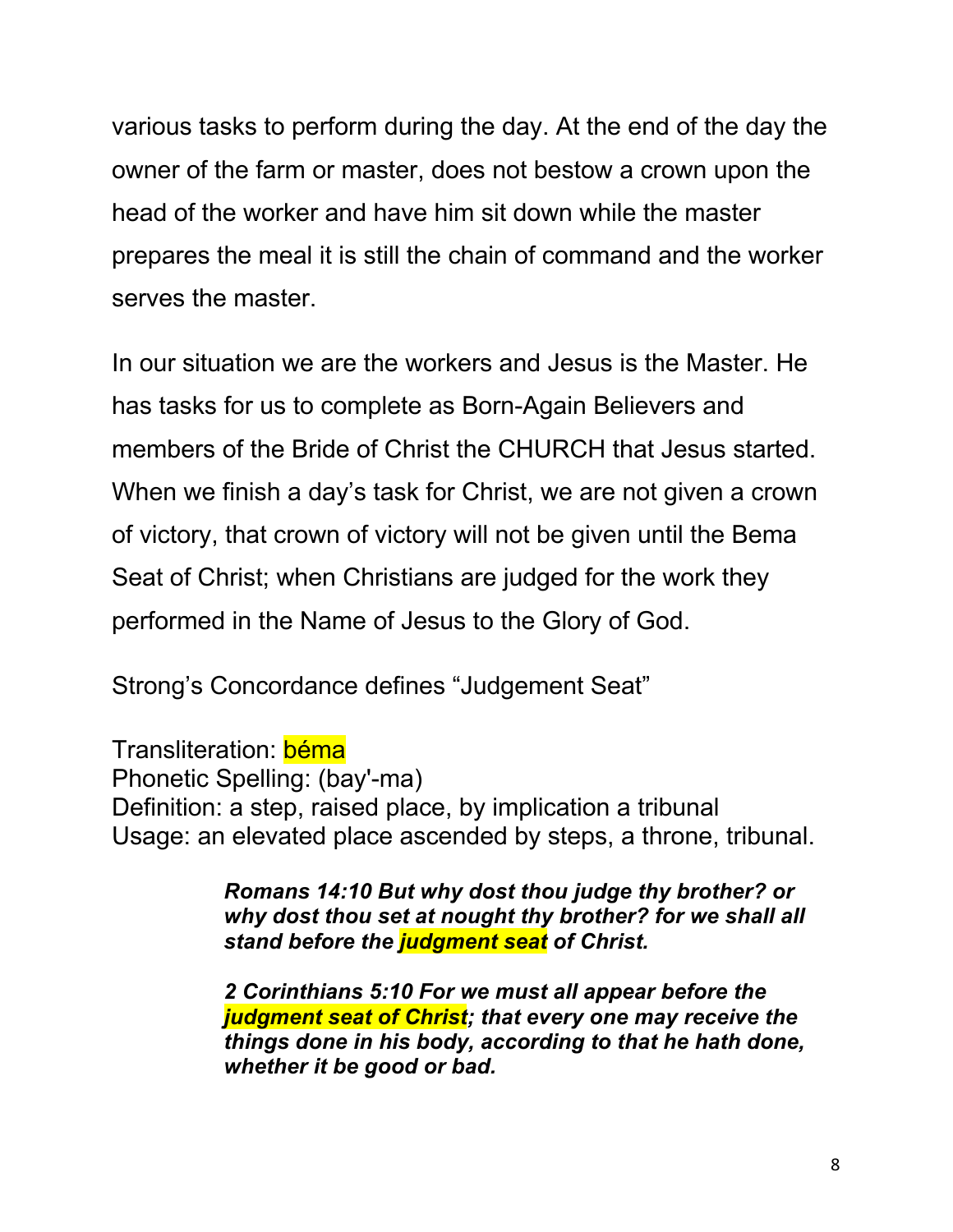various tasks to perform during the day. At the end of the day the owner of the farm or master, does not bestow a crown upon the head of the worker and have him sit down while the master prepares the meal it is still the chain of command and the worker serves the master.

In our situation we are the workers and Jesus is the Master. He has tasks for us to complete as Born-Again Believers and members of the Bride of Christ the CHURCH that Jesus started. When we finish a day's task for Christ, we are not given a crown of victory, that crown of victory will not be given until the Bema Seat of Christ; when Christians are judged for the work they performed in the Name of Jesus to the Glory of God.

Strong's Concordance defines "Judgement Seat"

Transliteration: béma
Phonetic Spelling: (bay'-ma)
Definition: a step, raised place, by implication a tribunal
Usage: an elevated place ascended by steps, a throne, tribunal.

> ***Romans 14:10 But why dost thou judge thy brother? or why dost thou set at nought thy brother? for we shall all stand before the judgment seat of Christ.***
>
> ***2 Corinthians 5:10 For we must all appear before the judgment seat of Christ; that every one may receive the things done in his body, according to that he hath done, whether it be good or bad.***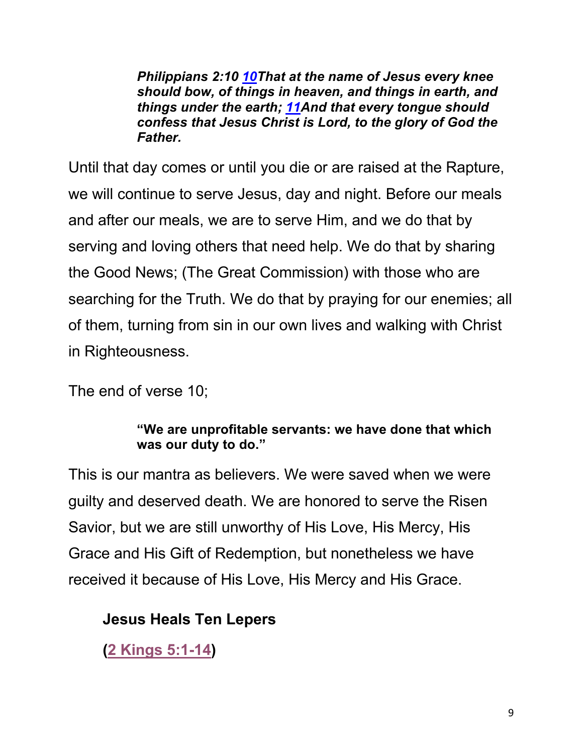> ***Philippians 2:10 10That at the name of Jesus every knee should bow, of things in heaven, and things in earth, and things under the earth; 11And that every tongue should confess that Jesus Christ is Lord, to the glory of God the Father.***

Until that day comes or until you die or are raised at the Rapture, we will continue to serve Jesus, day and night. Before our meals and after our meals, we are to serve Him, and we do that by serving and loving others that need help. We do that by sharing the Good News; (The Great Commission) with those who are searching for the Truth. We do that by praying for our enemies; all of them, turning from sin in our own lives and walking with Christ in Righteousness.

The end of verse 10;

> **"We are unprofitable servants: we have done that which was our duty to do."**

This is our mantra as believers. We were saved when we were guilty and deserved death. We are honored to serve the Risen Savior, but we are still unworthy of His Love, His Mercy, His Grace and His Gift of Redemption, but nonetheless we have received it because of His Love, His Mercy and His Grace.

**Jesus Heals Ten Lepers**

**(2 Kings 5:1-14)**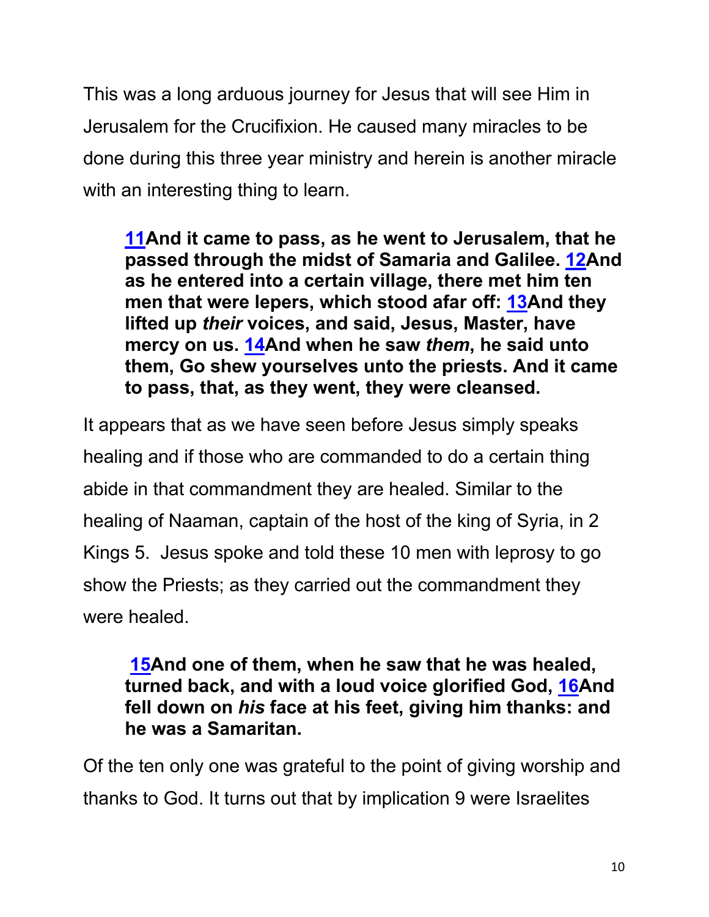This was a long arduous journey for Jesus that will see Him in Jerusalem for the Crucifixion. He caused many miracles to be done during this three year ministry and herein is another miracle with an interesting thing to learn.

> **[11](#)And it came to pass, as he went to Jerusalem, that he passed through the midst of Samaria and Galilee. [12](#)And as he entered into a certain village, there met him ten men that were lepers, which stood afar off: [13](#)And they lifted up *their* voices, and said, Jesus, Master, have mercy on us. [14](#)And when he saw *them*, he said unto them, Go shew yourselves unto the priests. And it came to pass, that, as they went, they were cleansed.**

It appears that as we have seen before Jesus simply speaks healing and if those who are commanded to do a certain thing abide in that commandment they are healed. Similar to the healing of Naaman, captain of the host of the king of Syria, in 2 Kings 5. Jesus spoke and told these 10 men with leprosy to go show the Priests; as they carried out the commandment they were healed.

> **[15](#)And one of them, when he saw that he was healed, turned back, and with a loud voice glorified God, [16](#)And fell down on *his* face at his feet, giving him thanks: and he was a Samaritan.**

Of the ten only one was grateful to the point of giving worship and thanks to God. It turns out that by implication 9 were Israelites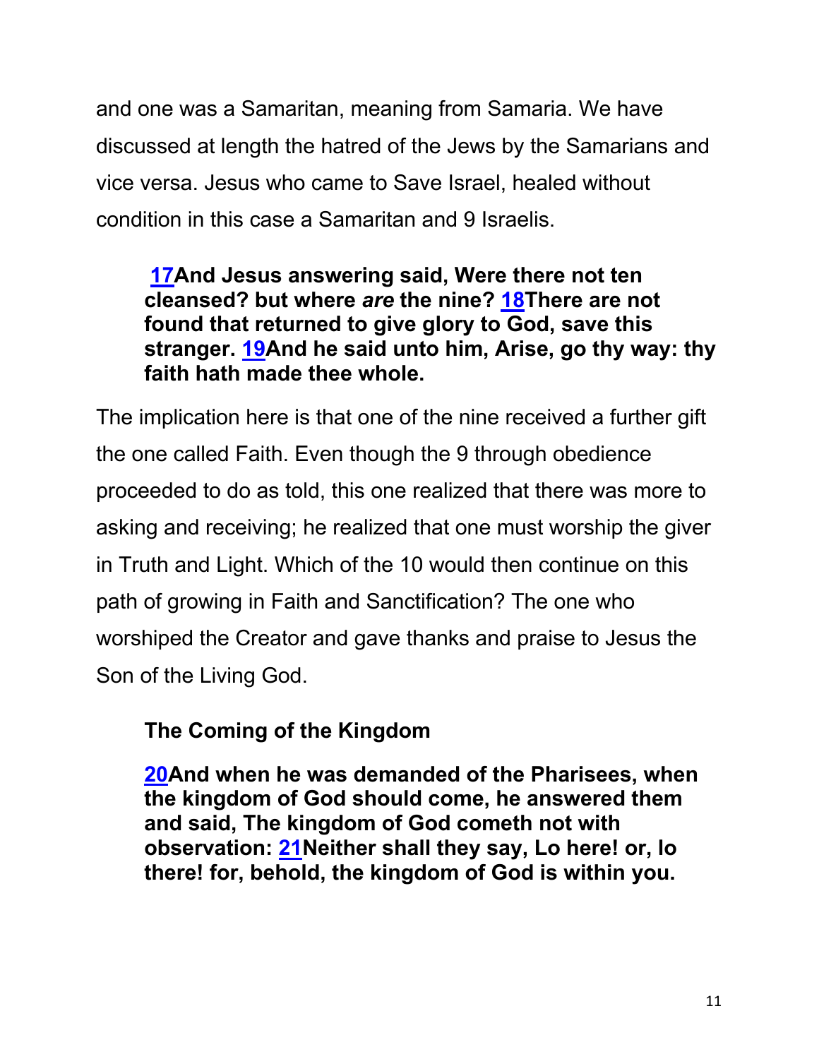and one was a Samaritan, meaning from Samaria. We have discussed at length the hatred of the Jews by the Samarians and vice versa. Jesus who came to Save Israel, healed without condition in this case a Samaritan and 9 Israelis.

> **17And Jesus answering said, Were there not ten cleansed? but where *are* the nine? 18There are not found that returned to give glory to God, save this stranger. 19And he said unto him, Arise, go thy way: thy faith hath made thee whole.**

The implication here is that one of the nine received a further gift the one called Faith. Even though the 9 through obedience proceeded to do as told, this one realized that there was more to asking and receiving; he realized that one must worship the giver in Truth and Light. Which of the 10 would then continue on this path of growing in Faith and Sanctification? The one who worshiped the Creator and gave thanks and praise to Jesus the Son of the Living God.

### The Coming of the Kingdom

> **20And when he was demanded of the Pharisees, when the kingdom of God should come, he answered them and said, The kingdom of God cometh not with observation: 21Neither shall they say, Lo here! or, lo there! for, behold, the kingdom of God is within you.**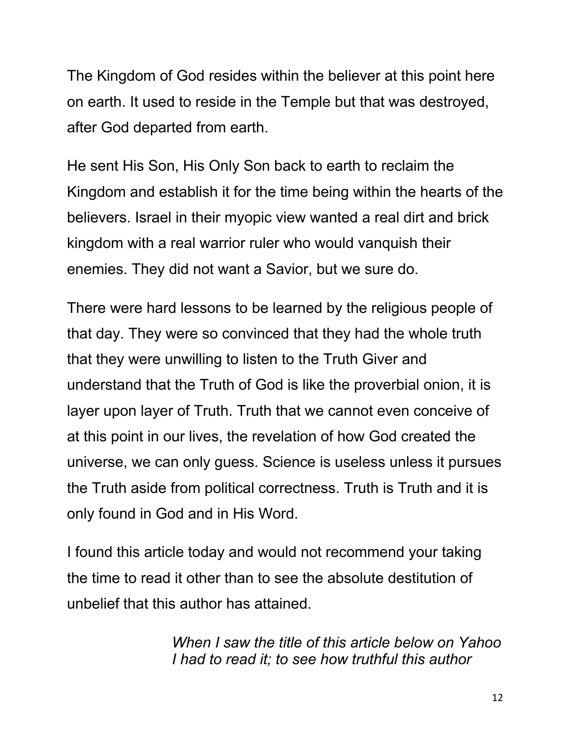The Kingdom of God resides within the believer at this point here on earth. It used to reside in the Temple but that was destroyed, after God departed from earth.

He sent His Son, His Only Son back to earth to reclaim the Kingdom and establish it for the time being within the hearts of the believers. Israel in their myopic view wanted a real dirt and brick kingdom with a real warrior ruler who would vanquish their enemies. They did not want a Savior, but we sure do.

There were hard lessons to be learned by the religious people of that day. They were so convinced that they had the whole truth that they were unwilling to listen to the Truth Giver and understand that the Truth of God is like the proverbial onion, it is layer upon layer of Truth. Truth that we cannot even conceive of at this point in our lives, the revelation of how God created the universe, we can only guess. Science is useless unless it pursues the Truth aside from political correctness. Truth is Truth and it is only found in God and in His Word.

I found this article today and would not recommend your taking the time to read it other than to see the absolute destitution of unbelief that this author has attained.

> *When I saw the title of this article below on Yahoo I had to read it; to see how truthful this author*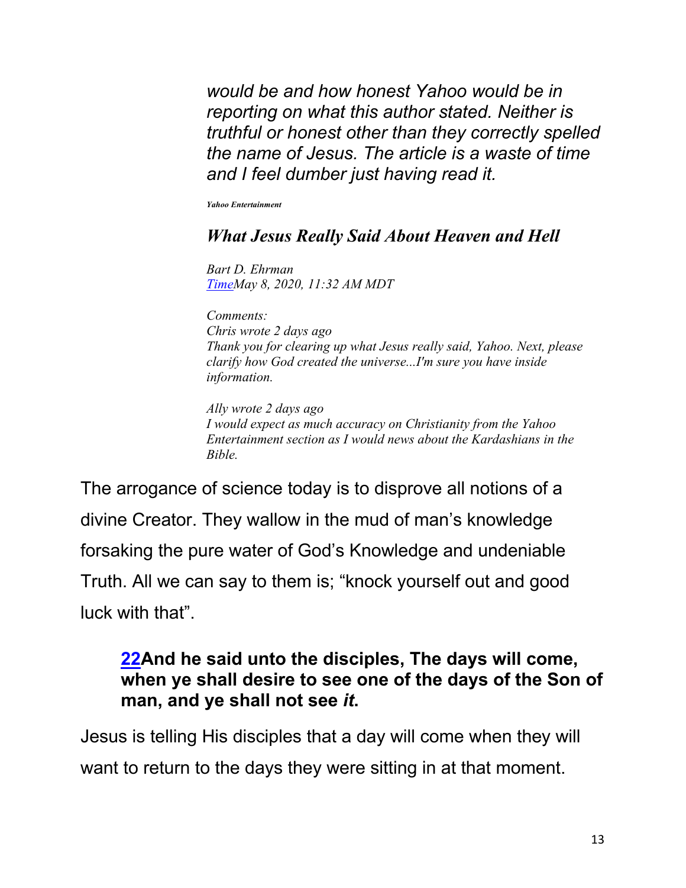*would be and how honest Yahoo would be in reporting on what this author stated. Neither is truthful or honest other than they correctly spelled the name of Jesus. The article is a waste of time and I feel dumber just having read it.*

***Yahoo Entertainment***

### *What Jesus Really Said About Heaven and Hell*

*Bart D. Ehrman*
*[Time](Time)May 8, 2020, 11:32 AM MDT*

*Comments:*
*Chris wrote 2 days ago*
*Thank you for clearing up what Jesus really said, Yahoo. Next, please clarify how God created the universe...I'm sure you have inside information.*

*Ally wrote 2 days ago*
*I would expect as much accuracy on Christianity from the Yahoo Entertainment section as I would news about the Kardashians in the Bible.*

The arrogance of science today is to disprove all notions of a divine Creator. They wallow in the mud of man's knowledge forsaking the pure water of God's Knowledge and undeniable Truth. All we can say to them is; "knock yourself out and good luck with that".

> **22And he said unto the disciples, The days will come, when ye shall desire to see one of the days of the Son of man, and ye shall not see *it*.**

Jesus is telling His disciples that a day will come when they will want to return to the days they were sitting in at that moment.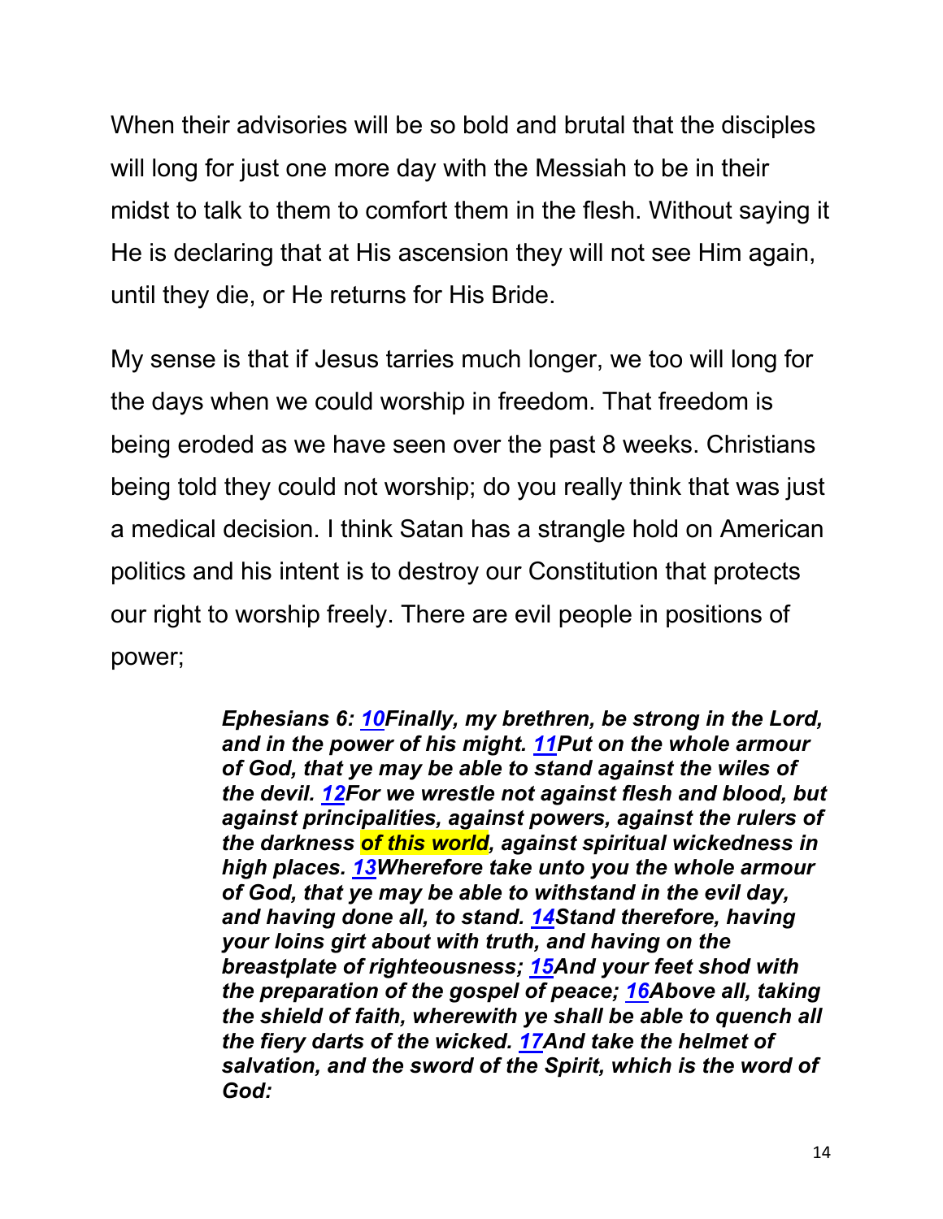When their advisories will be so bold and brutal that the disciples will long for just one more day with the Messiah to be in their midst to talk to them to comfort them in the flesh. Without saying it He is declaring that at His ascension they will not see Him again, until they die, or He returns for His Bride.

My sense is that if Jesus tarries much longer, we too will long for the days when we could worship in freedom. That freedom is being eroded as we have seen over the past 8 weeks. Christians being told they could not worship; do you really think that was just a medical decision. I think Satan has a strangle hold on American politics and his intent is to destroy our Constitution that protects our right to worship freely. There are evil people in positions of power;

> ***Ephesians 6: 10Finally, my brethren, be strong in the Lord, and in the power of his might. 11Put on the whole armour of God, that ye may be able to stand against the wiles of the devil. 12For we wrestle not against flesh and blood, but against principalities, against powers, against the rulers of the darkness of this world, against spiritual wickedness in high places. 13Wherefore take unto you the whole armour of God, that ye may be able to withstand in the evil day, and having done all, to stand. 14Stand therefore, having your loins girt about with truth, and having on the breastplate of righteousness; 15And your feet shod with the preparation of the gospel of peace; 16Above all, taking the shield of faith, wherewith ye shall be able to quench all the fiery darts of the wicked. 17And take the helmet of salvation, and the sword of the Spirit, which is the word of God:***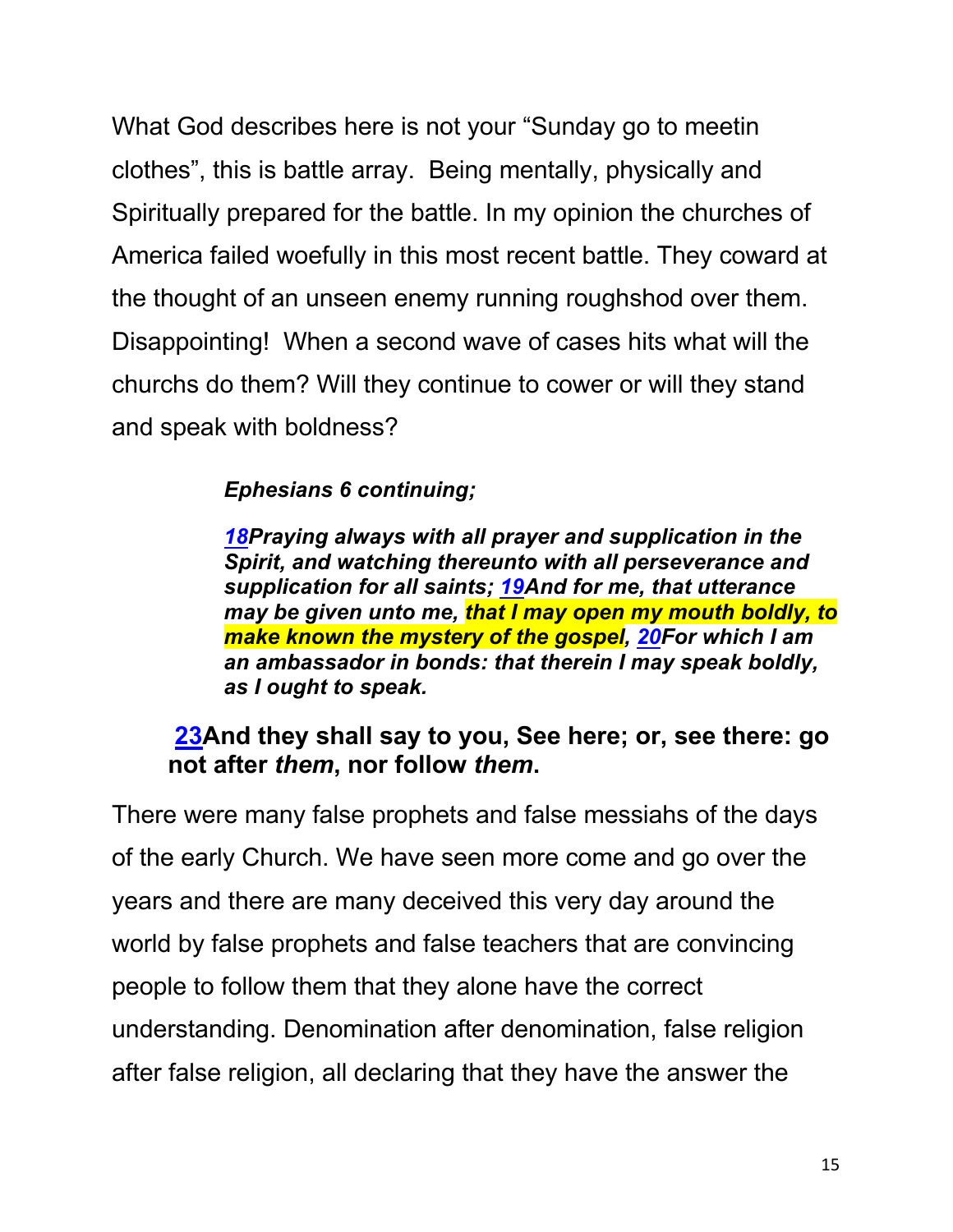What God describes here is not your "Sunday go to meetin clothes", this is battle array. Being mentally, physically and Spiritually prepared for the battle. In my opinion the churches of America failed woefully in this most recent battle. They coward at the thought of an unseen enemy running roughshod over them. Disappointing! When a second wave of cases hits what will the churchs do them? Will they continue to cower or will they stand and speak with boldness?

> ***Ephesians 6 continuing;***
>
> ***18Praying always with all prayer and supplication in the Spirit, and watching thereunto with all perseverance and supplication for all saints; 19And for me, that utterance may be given unto me, that I may open my mouth boldly, to make known the mystery of the gospel, 20For which I am an ambassador in bonds: that therein I may speak boldly, as I ought to speak.***

**23And they shall say to you, See here; or, see there: go not after *them*, nor follow *them*.**

There were many false prophets and false messiahs of the days of the early Church. We have seen more come and go over the years and there are many deceived this very day around the world by false prophets and false teachers that are convincing people to follow them that they alone have the correct understanding. Denomination after denomination, false religion after false religion, all declaring that they have the answer the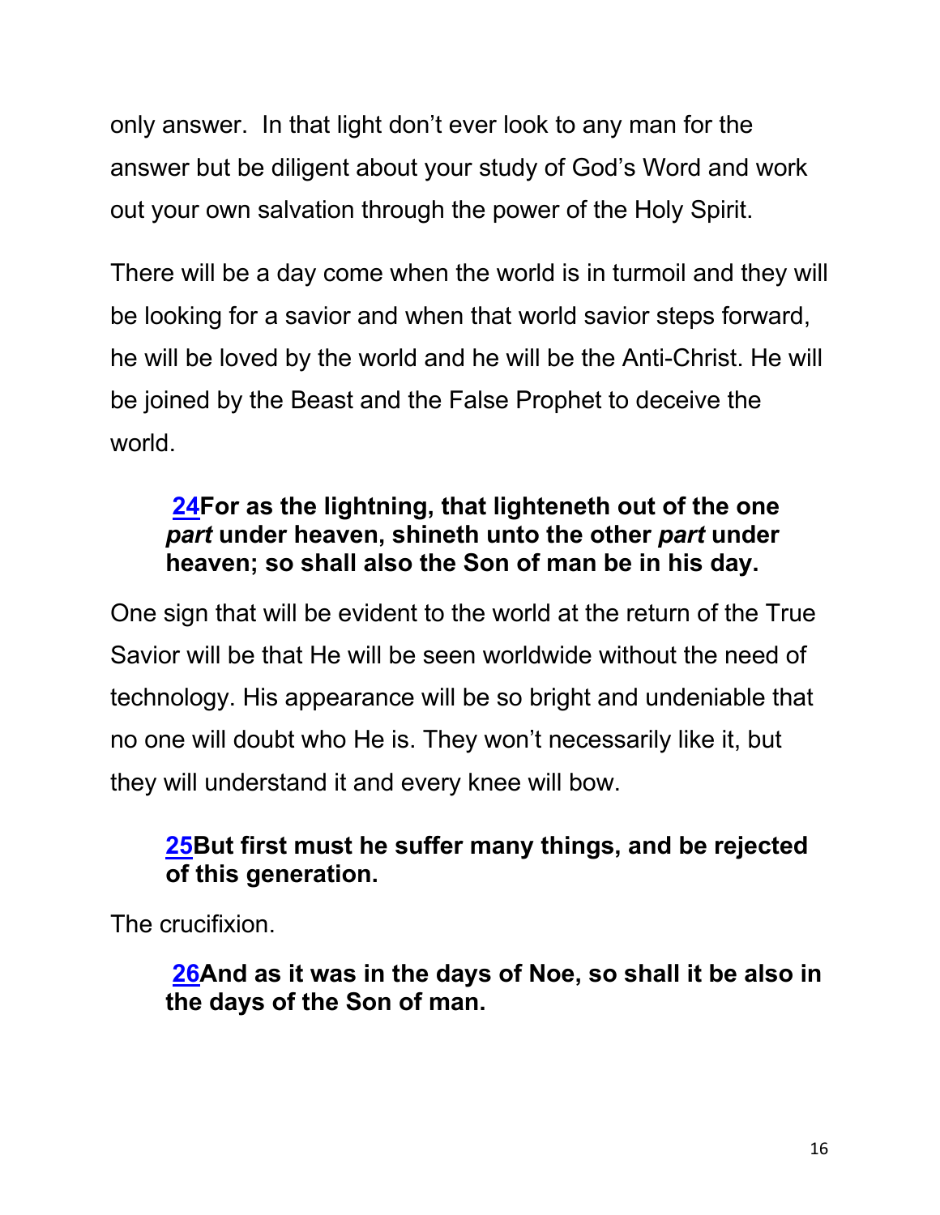only answer. In that light don't ever look to any man for the answer but be diligent about your study of God's Word and work out your own salvation through the power of the Holy Spirit.

There will be a day come when the world is in turmoil and they will be looking for a savior and when that world savior steps forward, he will be loved by the world and he will be the Anti-Christ. He will be joined by the Beast and the False Prophet to deceive the world.

> **24For as the lightning, that lighteneth out of the one *part* under heaven, shineth unto the other *part* under heaven; so shall also the Son of man be in his day.**

One sign that will be evident to the world at the return of the True Savior will be that He will be seen worldwide without the need of technology. His appearance will be so bright and undeniable that no one will doubt who He is. They won't necessarily like it, but they will understand it and every knee will bow.

> **25But first must he suffer many things, and be rejected of this generation.**

The crucifixion.

> **26And as it was in the days of Noe, so shall it be also in the days of the Son of man.**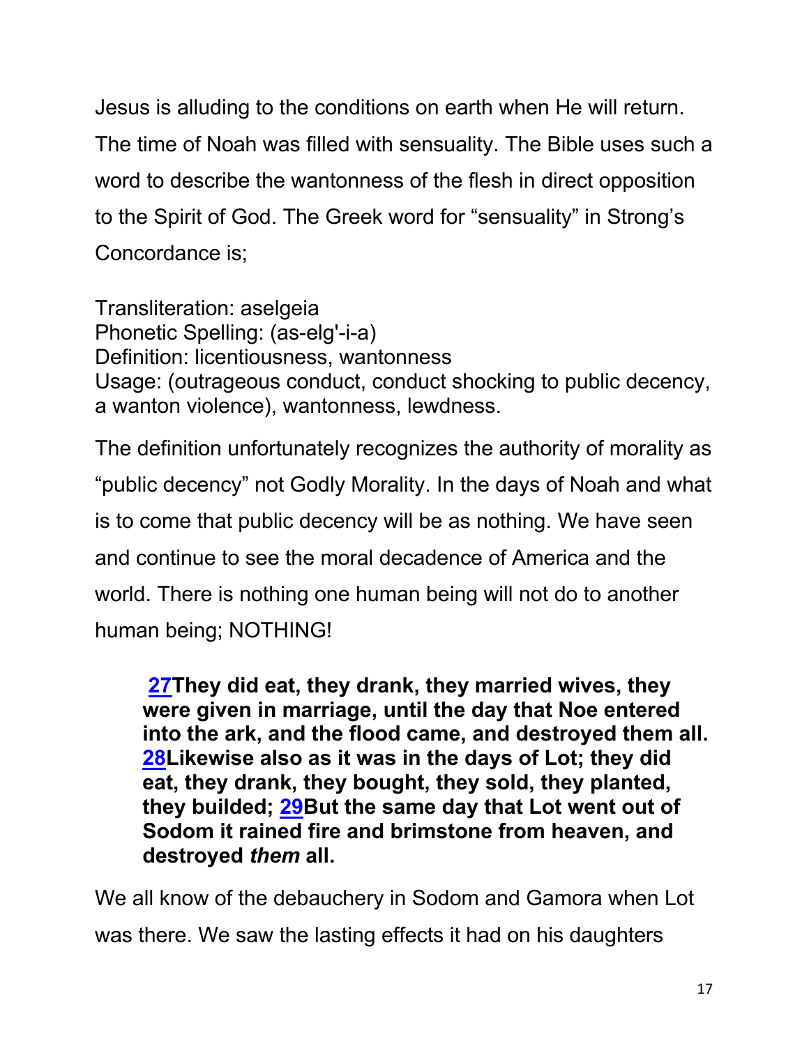Jesus is alluding to the conditions on earth when He will return. The time of Noah was filled with sensuality. The Bible uses such a word to describe the wantonness of the flesh in direct opposition to the Spirit of God. The Greek word for "sensuality" in Strong's Concordance is;

Transliteration: aselgeia
Phonetic Spelling: (as-elg'-i-a)
Definition: licentiousness, wantonness
Usage: (outrageous conduct, conduct shocking to public decency, a wanton violence), wantonness, lewdness.

The definition unfortunately recognizes the authority of morality as "public decency" not Godly Morality. In the days of Noah and what is to come that public decency will be as nothing. We have seen and continue to see the moral decadence of America and the world. There is nothing one human being will not do to another human being; NOTHING!

> **27They did eat, they drank, they married wives, they were given in marriage, until the day that Noe entered into the ark, and the flood came, and destroyed them all. 28Likewise also as it was in the days of Lot; they did eat, they drank, they bought, they sold, they planted, they builded; 29But the same day that Lot went out of Sodom it rained fire and brimstone from heaven, and destroyed *them* all.**

We all know of the debauchery in Sodom and Gamora when Lot was there. We saw the lasting effects it had on his daughters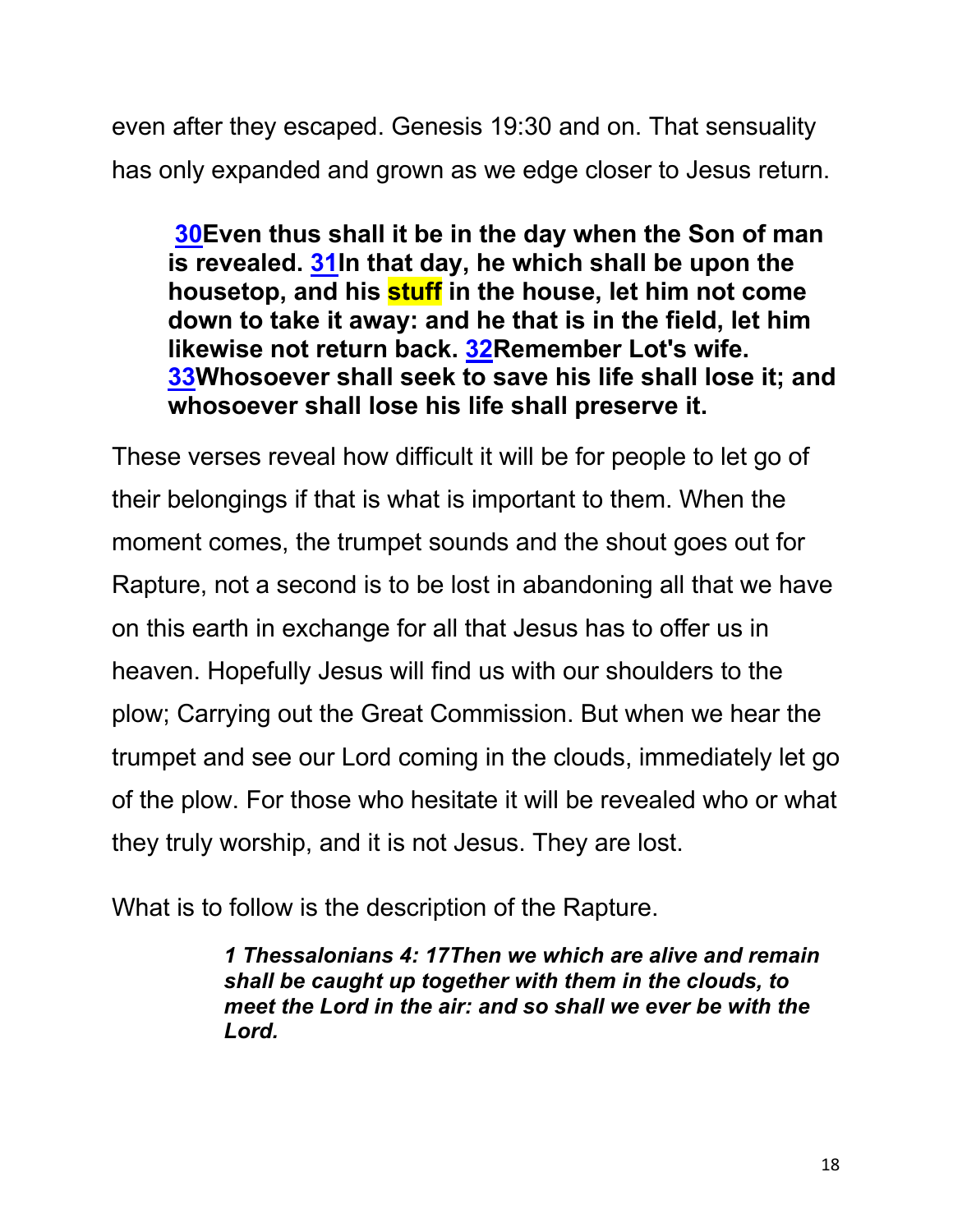even after they escaped. Genesis 19:30 and on. That sensuality has only expanded and grown as we edge closer to Jesus return.

> **30Even thus shall it be in the day when the Son of man is revealed. 31In that day, he which shall be upon the housetop, and his stuff in the house, let him not come down to take it away: and he that is in the field, let him likewise not return back. 32Remember Lot's wife. 33Whosoever shall seek to save his life shall lose it; and whosoever shall lose his life shall preserve it.**

These verses reveal how difficult it will be for people to let go of their belongings if that is what is important to them. When the moment comes, the trumpet sounds and the shout goes out for Rapture, not a second is to be lost in abandoning all that we have on this earth in exchange for all that Jesus has to offer us in heaven. Hopefully Jesus will find us with our shoulders to the plow; Carrying out the Great Commission. But when we hear the trumpet and see our Lord coming in the clouds, immediately let go of the plow. For those who hesitate it will be revealed who or what they truly worship, and it is not Jesus. They are lost.

What is to follow is the description of the Rapture.

> ***1 Thessalonians 4: 17Then we which are alive and remain shall be caught up together with them in the clouds, to meet the Lord in the air: and so shall we ever be with the Lord.***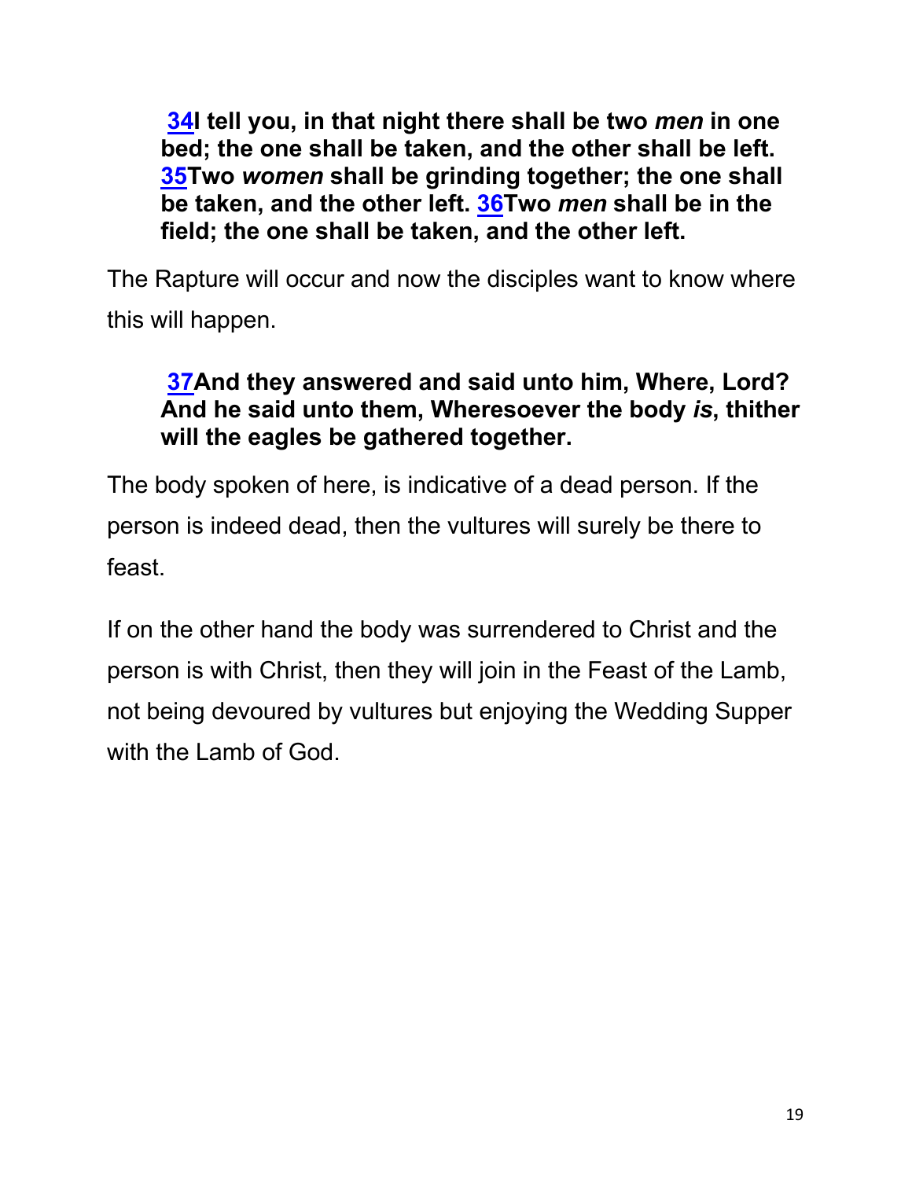**34I tell you, in that night there shall be two *men* in one bed; the one shall be taken, and the other shall be left. 35Two *women* shall be grinding together; the one shall be taken, and the other left. 36Two *men* shall be in the field; the one shall be taken, and the other left.**

The Rapture will occur and now the disciples want to know where this will happen.

**37And they answered and said unto him, Where, Lord? And he said unto them, Wheresoever the body *is*, thither will the eagles be gathered together.**

The body spoken of here, is indicative of a dead person. If the person is indeed dead, then the vultures will surely be there to feast.

If on the other hand the body was surrendered to Christ and the person is with Christ, then they will join in the Feast of the Lamb, not being devoured by vultures but enjoying the Wedding Supper with the Lamb of God.